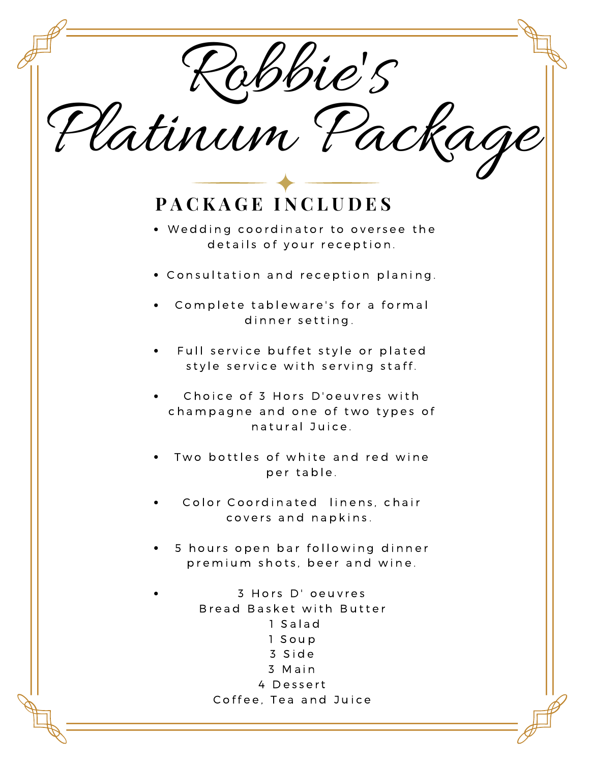# Robbie's Platinum Package

## PACKAGE INCLUDES

- Wedding coordinator to oversee the details of your reception.
- Consultation and reception planing.
- Complete tableware's for a formal dinner setting.
- Full service buffet style or plated style service with serving staff.
- Choice of 3 Hors D'oeuvres with champagne and one of two types of natural Juice.
- Two bottles of white and red wine per table.
- Color Coordinated linens, chair covers and napkins.
- 5 hours open bar following dinner premium shots, beer and wine.
- 3 Hors D' oeuvres
  Bread Basket with Butter
  1 Salad
  1 Soup
  3 Side
  3 Main
  4 Dessert
  Coffee, Tea and Juice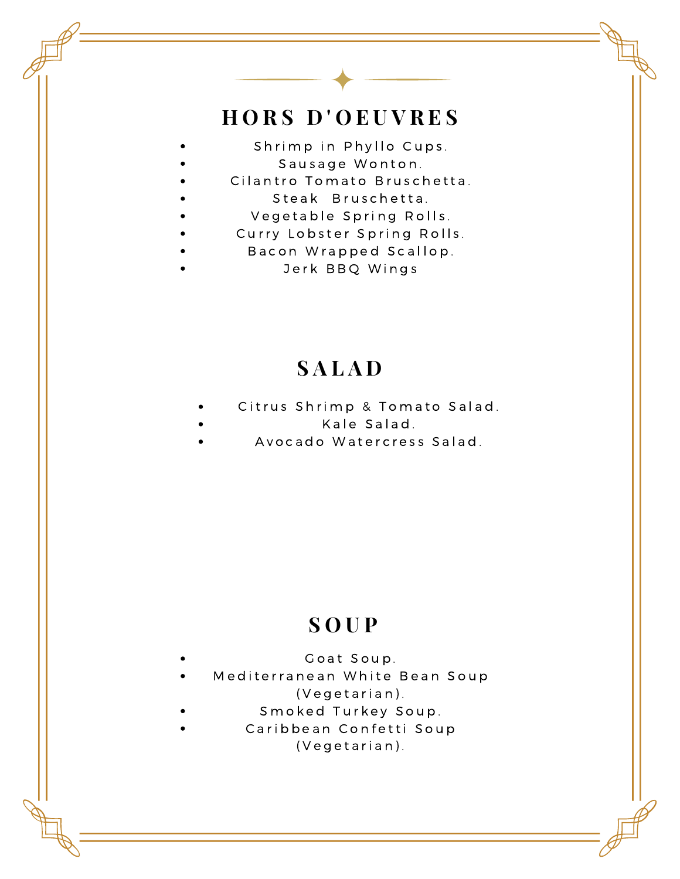## HORS D'OEUVRES

- Shrimp in Phyllo Cups.
- Sausage Wonton.
- Cilantro Tomato Bruschetta.
- Steak Bruschetta.
- Vegetable Spring Rolls.
- Curry Lobster Spring Rolls.
- Bacon Wrapped Scallop.
- Jerk BBQ Wings

## SALAD

- Citrus Shrimp & Tomato Salad.
- Kale Salad.
- Avocado Watercress Salad.

## SOUP

- Goat Soup.
- Mediterranean White Bean Soup (Vegetarian).
- Smoked Turkey Soup.
- Caribbean Confetti Soup (Vegetarian).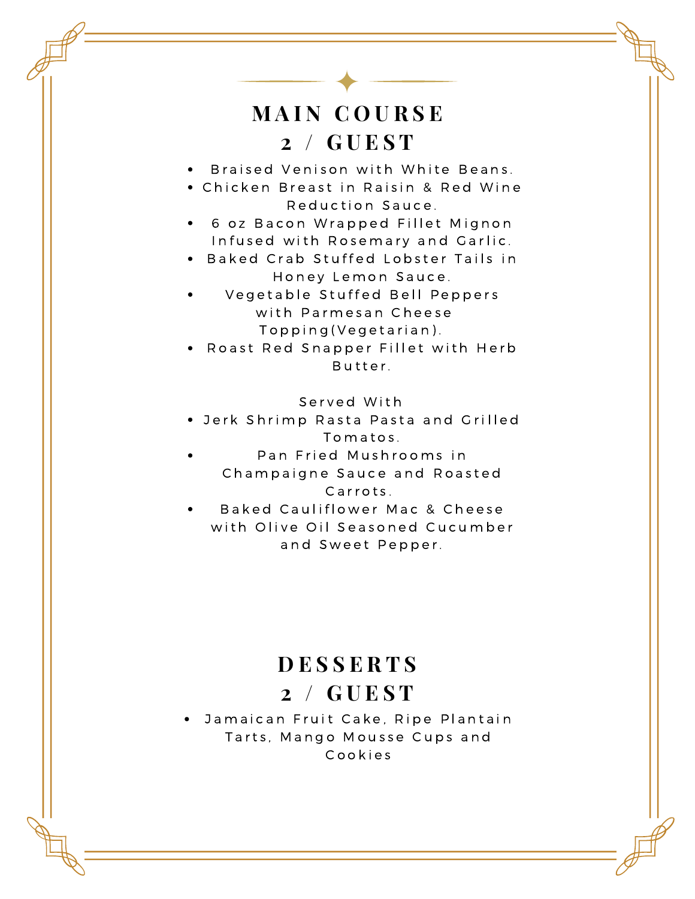## MAIN COURSE
## 2 / GUEST

- Braised Venison with White Beans.
- Chicken Breast in Raisin & Red Wine Reduction Sauce.
- 6 oz Bacon Wrapped Fillet Mignon Infused with Rosemary and Garlic.
- Baked Crab Stuffed Lobster Tails in Honey Lemon Sauce.
- Vegetable Stuffed Bell Peppers with Parmesan Cheese Topping(Vegetarian).
- Roast Red Snapper Fillet with Herb Butter.

Served With

- Jerk Shrimp Rasta Pasta and Grilled Tomatos.
- Pan Fried Mushrooms in Champaigne Sauce and Roasted Carrots.
- Baked Cauliflower Mac & Cheese with Olive Oil Seasoned Cucumber and Sweet Pepper.

## DESSERTS
## 2 / GUEST

- Jamaican Fruit Cake, Ripe Plantain Tarts, Mango Mousse Cups and Cookies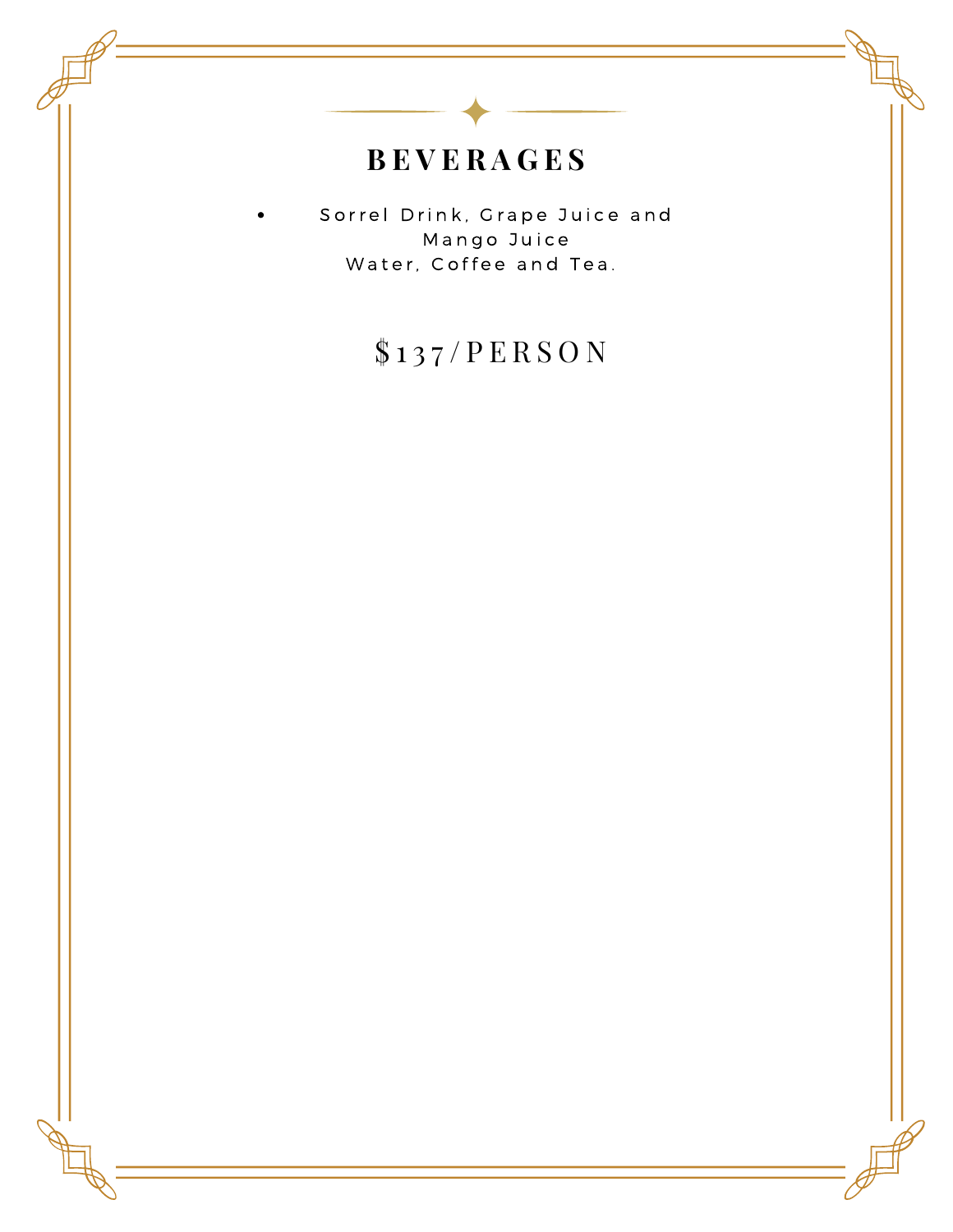## BEVERAGES

- Sorrel Drink, Grape Juice and Mango Juice
  Water, Coffee and Tea.

$137/PERSON